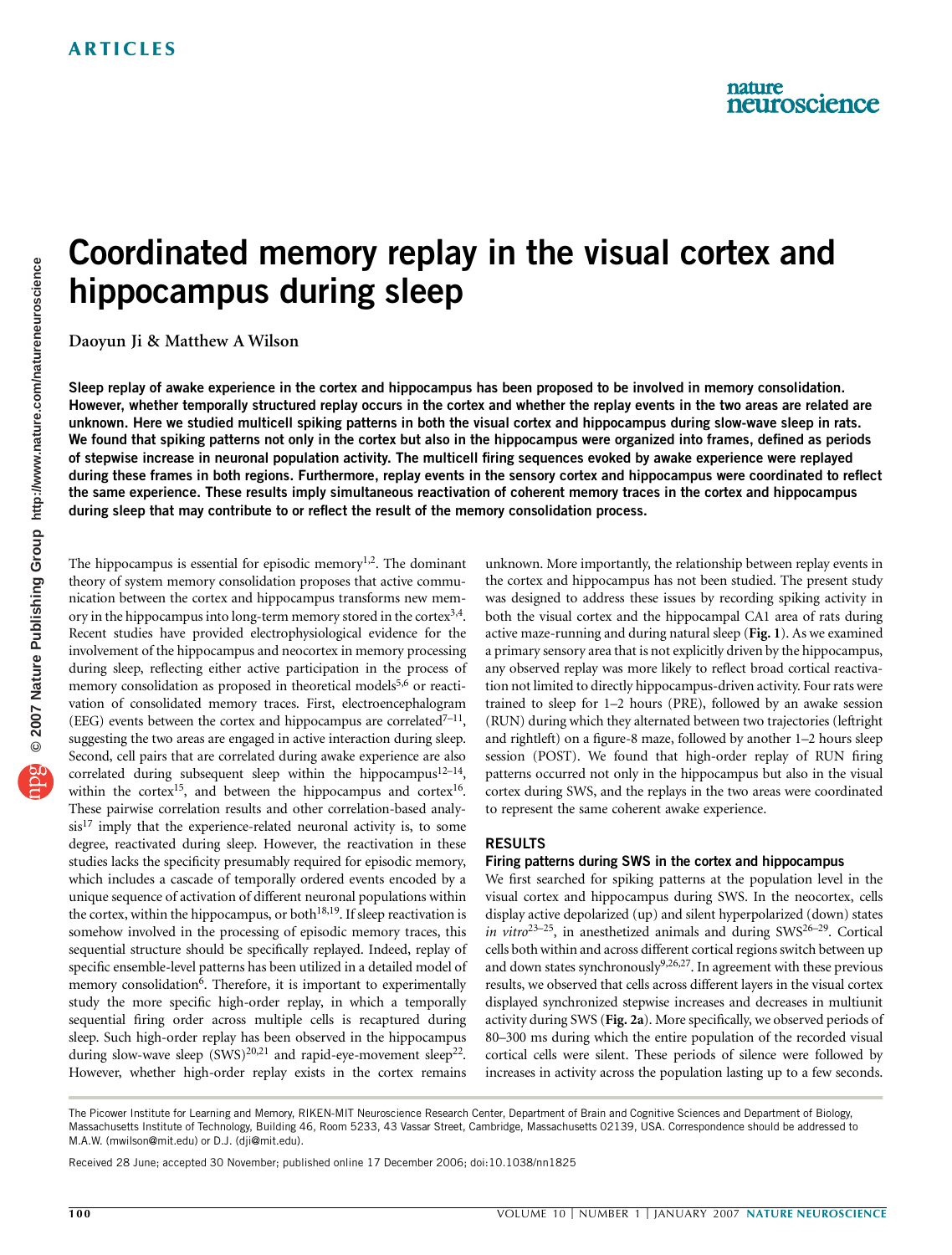# Coordinated memory replay in the visual cortex and hippocampus during sleep

Daoyun Ji & Matthew A Wilson

**Sleep replay of awake experience in the cortex and hippocampus has been proposed to be involved in memory consolidation. However, whether temporally structured replay occurs in the cortex and whether the replay events in the two areas are related are unknown. Here we studied multicell spiking patterns in both the visual cortex and hippocampus during slow-wave sleep in rats. We found that spiking patterns not only in the cortex but also in the hippocampus were organized into frames, defined as periods of stepwise increase in neuronal population activity. The multicell firing sequences evoked by awake experience were replayed during these frames in both regions. Furthermore, replay events in the sensory cortex and hippocampus were coordinated to reflect the same experience. These results imply simultaneous reactivation of coherent memory traces in the cortex and hippocampus during sleep that may contribute to or reflect the result of the memory consolidation process.**

The hippocampus is essential for episodic memory[1,2]. The dominant theory of system memory consolidation proposes that active communication between the cortex and hippocampus transforms new memory in the hippocampus into long-term memory stored in the cortex[3,4]. Recent studies have provided electrophysiological evidence for the involvement of the hippocampus and neocortex in memory processing during sleep, reflecting either active participation in the process of memory consolidation as proposed in theoretical models[5,6] or reactivation of consolidated memory traces. First, electroencephalogram (EEG) events between the cortex and hippocampus are correlated[7–11], suggesting the two areas are engaged in active interaction during sleep. Second, cell pairs that are correlated during awake experience are also correlated during subsequent sleep within the hippocampus[12–14], within the cortex[15], and between the hippocampus and cortex[16]. These pairwise correlation results and other correlation-based analysis[17] imply that the experience-related neuronal activity is, to some degree, reactivated during sleep. However, the reactivation in these studies lacks the specificity presumably required for episodic memory, which includes a cascade of temporally ordered events encoded by a unique sequence of activation of different neuronal populations within the cortex, within the hippocampus, or both[18,19]. If sleep reactivation is somehow involved in the processing of episodic memory traces, this sequential structure should be specifically replayed. Indeed, replay of specific ensemble-level patterns has been utilized in a detailed model of memory consolidation[6]. Therefore, it is important to experimentally study the more specific high-order replay, in which a temporally sequential firing order across multiple cells is recaptured during sleep. Such high-order replay has been observed in the hippocampus during slow-wave sleep (SWS)[20,21] and rapid-eye-movement sleep[22]. However, whether high-order replay exists in the cortex remains unknown. More importantly, the relationship between replay events in the cortex and hippocampus has not been studied. The present study was designed to address these issues by recording spiking activity in both the visual cortex and the hippocampal CA1 area of rats during active maze-running and during natural sleep (**Fig. 1**). As we examined a primary sensory area that is not explicitly driven by the hippocampus, any observed replay was more likely to reflect broad cortical reactivation not limited to directly hippocampus-driven activity. Four rats were trained to sleep for 1–2 hours (PRE), followed by an awake session (RUN) during which they alternated between two trajectories (leftright and rightleft) on a figure-8 maze, followed by another 1–2 hours sleep session (POST). We found that high-order replay of RUN firing patterns occurred not only in the hippocampus but also in the visual cortex during SWS, and the replays in the two areas were coordinated to represent the same coherent awake experience.

## RESULTS

### Firing patterns during SWS in the cortex and hippocampus

We first searched for spiking patterns at the population level in the visual cortex and hippocampus during SWS. In the neocortex, cells display active depolarized (up) and silent hyperpolarized (down) states *in vitro*[23–25], in anesthetized animals and during SWS[26–29]. Cortical cells both within and across different cortical regions switch between up and down states synchronously[9,26,27]. In agreement with these previous results, we observed that cells across different layers in the visual cortex displayed synchronized stepwise increases and decreases in multiunit activity during SWS (**Fig. 2a**). More specifically, we observed periods of 80–300 ms during which the entire population of the recorded visual cortical cells were silent. These periods of silence were followed by increases in activity across the population lasting up to a few seconds.

The Picower Institute for Learning and Memory, RIKEN-MIT Neuroscience Research Center, Department of Brain and Cognitive Sciences and Department of Biology, Massachusetts Institute of Technology, Building 46, Room 5233, 43 Vassar Street, Cambridge, Massachusetts 02139, USA. Correspondence should be addressed to M.A.W. (mwilson@mit.edu) or D.J. (dji@mit.edu).

Received 28 June; accepted 30 November; published online 17 December 2006; doi:10.1038/nn1825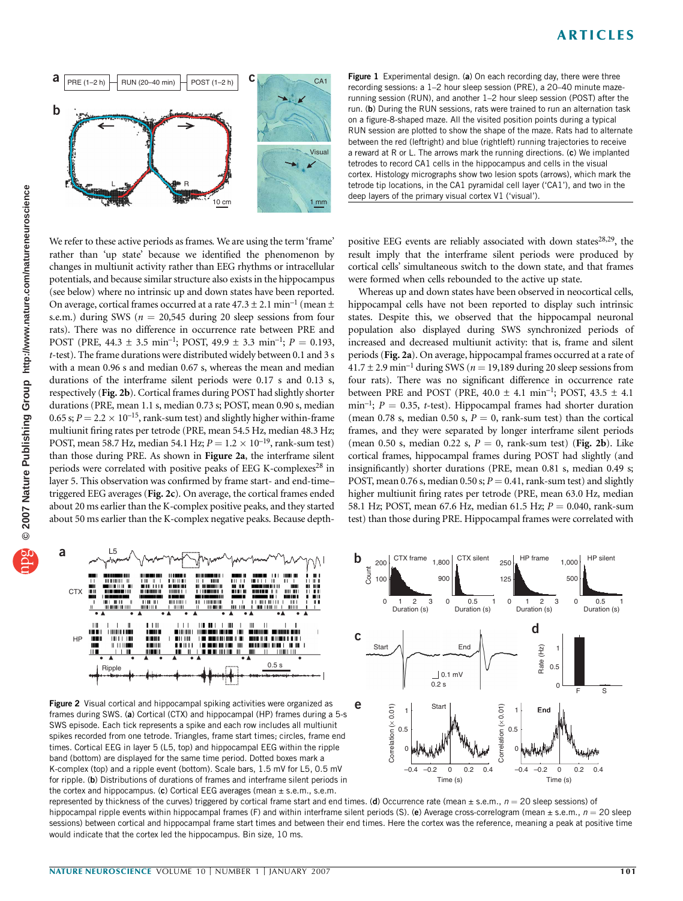Figure 1 Experimental design. (**a**) On each recording day, there were three recording sessions: a 1–2 hour sleep session (PRE), a 20–40 minute maze-running session (RUN), and another 1–2 hour sleep session (POST) after the run. (**b**) During the RUN sessions, rats were trained to run an alternation task on a figure-8-shaped maze. All the visited position points during a typical RUN session are plotted to show the shape of the maze. Rats had to alternate between the red (leftright) and blue (rightleft) running trajectories to receive a reward at R or L. The arrows mark the running directions. (**c**) We implanted tetrodes to record CA1 cells in the hippocampus and cells in the visual cortex. Histology micrographs show two lesion spots (arrows), which mark the tetrode tip locations, in the CA1 pyramidal cell layer ('CA1'), and two in the deep layers of the primary visual cortex V1 ('visual').

We refer to these active periods as frames. We are using the term 'frame' rather than 'up state' because we identified the phenomenon by changes in multiunit activity rather than EEG rhythms or intracellular potentials, and because similar structure also exists in the hippocampus (see below) where no intrinsic up and down states have been reported. On average, cortical frames occurred at a rate 47.3 ± 2.1 $\text{min}^{-1}$ (mean ± s.e.m.) during SWS ($n$ = 20,545 during 20 sleep sessions from four rats). There was no difference in occurrence rate between PRE and POST (PRE, 44.3 ± 3.5 $\text{min}^{-1}$; POST, 49.9 ± 3.3 $\text{min}^{-1}$; $P$ = 0.193, $t$-test). The frame durations were distributed widely between 0.1 and 3 s with a mean 0.96 s and median 0.67 s, whereas the mean and median durations of the interframe silent periods were 0.17 s and 0.13 s, respectively (**Fig. 2b**). Cortical frames during POST had slightly shorter durations (PRE, mean 1.1 s, median 0.73 s; POST, mean 0.90 s, median 0.65 s; $P = 2.2 \times 10^{-15}$, rank-sum test) and slightly higher within-frame multiunit firing rates per tetrode (PRE, mean 54.5 Hz, median 48.3 Hz; POST, mean 58.7 Hz, median 54.1 Hz; $P = 1.2 \times 10^{-19}$, rank-sum test) than those during PRE. As shown in **Figure 2a**, the interframe silent periods were correlated with positive peaks of EEG K-complexes[28] in layer 5. This observation was confirmed by frame start- and end-time–triggered EEG averages (**Fig. 2c**). On average, the cortical frames ended about 20 ms earlier than the K-complex positive peaks, and they started about 50 ms earlier than the K-complex negative peaks. Because depth-positive EEG events are reliably associated with down states[28,29], the result imply that the interframe silent periods were produced by cortical cells' simultaneous switch to the down state, and that frames were formed when cells rebounded to the active up state.

Whereas up and down states have been observed in neocortical cells, hippocampal cells have not been reported to display such intrinsic states. Despite this, we observed that the hippocampal neuronal population also displayed during SWS synchronized periods of increased and decreased multiunit activity: that is, frame and silent periods (**Fig. 2a**). On average, hippocampal frames occurred at a rate of 41.7 ± 2.9 $\text{min}^{-1}$ during SWS ($n$ = 19,189 during 20 sleep sessions from four rats). There was no significant difference in occurrence rate between PRE and POST (PRE, 40.0 ± 4.1 $\text{min}^{-1}$; POST, 43.5 ± 4.1 $\text{min}^{-1}$; $P$ = 0.35, $t$-test). Hippocampal frames had shorter duration (mean 0.78 s, median 0.50 s, $P$ = 0, rank-sum test) than the cortical frames, and they were separated by longer interframe silent periods (mean 0.50 s, median 0.22 s, $P$ = 0, rank-sum test) (**Fig. 2b**). Like cortical frames, hippocampal frames during POST had slightly (and insignificantly) shorter durations (PRE, mean 0.81 s, median 0.49 s; POST, mean 0.76 s, median 0.50 s; $P$ = 0.41, rank-sum test) and slightly higher multiunit firing rates per tetrode (PRE, mean 63.0 Hz, median 58.1 Hz; POST, mean 67.6 Hz, median 61.5 Hz; $P$ = 0.040, rank-sum test) than those during PRE. Hippocampal frames were correlated with

Figure 2 Visual cortical and hippocampal spiking activities were organized as frames during SWS. (**a**) Cortical (CTX) and hippocampal (HP) frames during a 5-s SWS episode. Each tick represents a spike and each row includes all multiunit spikes recorded from one tetrode. Triangles, frame start times; circles, frame end times. Cortical EEG in layer 5 (L5, top) and hippocampal EEG within the ripple band (bottom) are displayed for the same time period. Dotted boxes mark a K-complex (top) and a ripple event (bottom). Scale bars, 1.5 mV for L5, 0.5 mV for ripple. (**b**) Distributions of durations of frames and interframe silent periods in the cortex and hippocampus. (**c**) Cortical EEG averages (mean ± s.e.m., s.e.m. represented by thickness of the curves) triggered by cortical frame start and end times. (**d**) Occurrence rate (mean ± s.e.m., $n$ = 20 sleep sessions) of hippocampal ripple events within hippocampal frames (F) and within interframe silent periods (S). (**e**) Average cross-correlogram (mean ± s.e.m., $n$ = 20 sleep sessions) between cortical and hippocampal frame start times and between their end times. Here the cortex was the reference, meaning a peak at positive time would indicate that the cortex led the hippocampus. Bin size, 10 ms.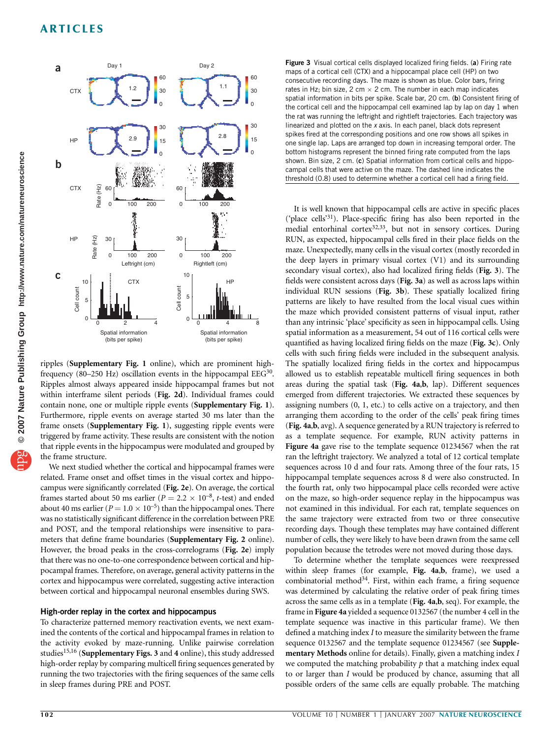**Figure 3** Visual cortical cells displayed localized firing fields. (**a**) Firing rate maps of a cortical cell (CTX) and a hippocampal place cell (HP) on two consecutive recording days. The maze is shown as blue. Color bars, firing rates in Hz; bin size, 2 cm × 2 cm. The number in each map indicates spatial information in bits per spike. Scale bar, 20 cm. (**b**) Consistent firing of the cortical cell and the hippocampal cell examined lap by lap on day 1 when the rat was running the leftright and rightleft trajectories. Each trajectory was linearized and plotted on the *x* axis. In each panel, black dots represent spikes fired at the corresponding positions and one row shows all spikes in one single lap. Laps are arranged top down in increasing temporal order. The bottom histograms represent the binned firing rate computed from the laps shown. Bin size, 2 cm. (**c**) Spatial information from cortical cells and hippocampal cells that were active on the maze. The dashed line indicates the threshold (0.8) used to determine whether a cortical cell had a firing field.

ripples (**Supplementary Fig. 1** online), which are prominent high-frequency (80–250 Hz) oscillation events in the hippocampal EEG[30]. Ripples almost always appeared inside hippocampal frames but not within interframe silent periods (**Fig. 2d**). Individual frames could contain none, one or multiple ripple events (**Supplementary Fig. 1**). Furthermore, ripple events on average started 30 ms later than the frame onsets (**Supplementary Fig. 1**), suggesting ripple events were triggered by frame activity. These results are consistent with the notion that ripple events in the hippocampus were modulated and grouped by the frame structure.

We next studied whether the cortical and hippocampal frames were related. Frame onset and offset times in the visual cortex and hippocampus were significantly correlated (**Fig. 2e**). On average, the cortical frames started about 50 ms earlier ($P = 2.2 \times 10^{-8}$, *t*-test) and ended about 40 ms earlier ($P = 1.0 \times 10^{-5}$) than the hippocampal ones. There was no statistically significant difference in the correlation between PRE and POST, and the temporal relationships were insensitive to parameters that define frame boundaries (**Supplementary Fig. 2** online). However, the broad peaks in the cross-correlograms (**Fig. 2e**) imply that there was no one-to-one correspondence between cortical and hippocampal frames. Therefore, on average, general activity patterns in the cortex and hippocampus were correlated, suggesting active interaction between cortical and hippocampal neuronal ensembles during SWS.

## High-order replay in the cortex and hippocampus

To characterize patterned memory reactivation events, we next examined the contents of the cortical and hippocampal frames in relation to the activity evoked by maze-running. Unlike pairwise correlation studies[15,16] (**Supplementary Figs. 3** and **4** online), this study addressed high-order replay by comparing multicell firing sequences generated by running the two trajectories with the firing sequences of the same cells in sleep frames during PRE and POST.

It is well known that hippocampal cells are active in specific places ('place cells'[31]). Place-specific firing has also been reported in the medial entorhinal cortex[32,33], but not in sensory cortices. During RUN, as expected, hippocampal cells fired in their place fields on the maze. Unexpectedly, many cells in the visual cortex (mostly recorded in the deep layers in primary visual cortex (V1) and its surrounding secondary visual cortex), also had localized firing fields (**Fig. 3**). The fields were consistent across days (**Fig. 3a**) as well as across laps within individual RUN sessions (**Fig. 3b**). These spatially localized firing patterns are likely to have resulted from the local visual cues within the maze which provided consistent patterns of visual input, rather than any intrinsic 'place' specificity as seen in hippocampal cells. Using spatial information as a measurement, 54 out of 116 cortical cells were quantified as having localized firing fields on the maze (**Fig. 3c**). Only cells with such firing fields were included in the subsequent analysis. The spatially localized firing fields in the cortex and hippocampus allowed us to establish repeatable multicell firing sequences in both areas during the spatial task (**Fig. 4a**,**b**, lap). Different sequences emerged from different trajectories. We extracted these sequences by assigning numbers (0, 1, etc.) to cells active on a trajectory, and then arranging them according to the order of the cells' peak firing times (**Fig. 4a**,**b**, avg). A sequence generated by a RUN trajectory is referred to as a template sequence. For example, RUN activity patterns in **Figure 4a** gave rise to the template sequence 01234567 when the rat ran the leftright trajectory. We analyzed a total of 12 cortical template sequences across 10 d and four rats. Among three of the four rats, 15 hippocampal template sequences across 8 d were also constructed. In the fourth rat, only two hippocampal place cells recorded were active on the maze, so high-order sequence replay in the hippocampus was not examined in this individual. For each rat, template sequences on the same trajectory were extracted from two or three consecutive recording days. Though these templates may have contained different number of cells, they were likely to have been drawn from the same cell population because the tetrodes were not moved during those days.

To determine whether the template sequences were reexpressed within sleep frames (for example, **Fig. 4a**,**b**, frame), we used a combinatorial method[34]. First, within each frame, a firing sequence was determined by calculating the relative order of peak firing times across the same cells as in a template (**Fig. 4a**,**b**, seq). For example, the frame in **Figure 4a** yielded a sequence 0132567 (the number 4 cell in the template sequence was inactive in this particular frame). We then defined a matching index *I* to measure the similarity between the frame sequence 0132567 and the template sequence 01234567 (see **Supplementary Methods** online for details). Finally, given a matching index *I* we computed the matching probability *p* that a matching index equal to or larger than *I* would be produced by chance, assuming that all possible orders of the same cells are equally probable. The matching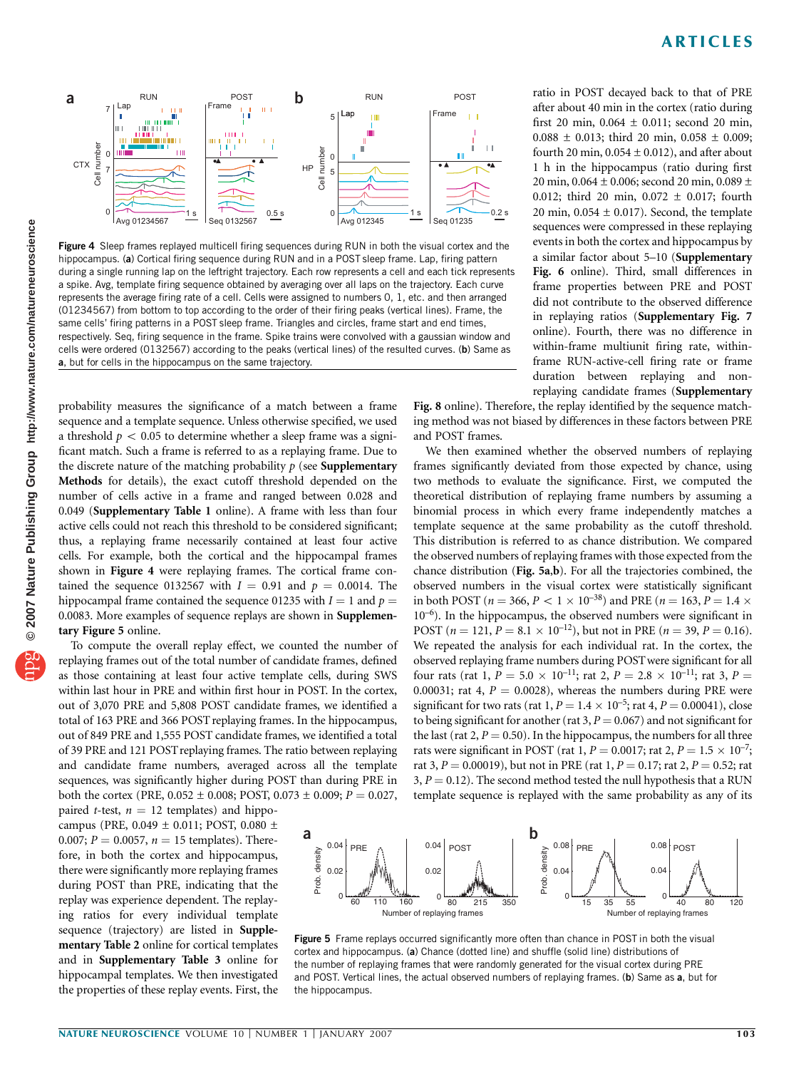**Figure 4** Sleep frames replayed multicell firing sequences during RUN in both the visual cortex and the hippocampus. (**a**) Cortical firing sequence during RUN and in a POST sleep frame. Lap, firing pattern during a single running lap on the leftright trajectory. Each row represents a cell and each tick represents a spike. Avg, template firing sequence obtained by averaging over all laps on the trajectory. Each curve represents the average firing rate of a cell. Cells were assigned to numbers 0, 1, etc. and then arranged (01234567) from bottom to top according to the order of their firing peaks (vertical lines). Frame, the same cells' firing patterns in a POST sleep frame. Triangles and circles, frame start and end times, respectively. Seq, firing sequence in the frame. Spike trains were convolved with a gaussian window and cells were ordered (0132567) according to the peaks (vertical lines) of the resulted curves. (**b**) Same as **a**, but for cells in the hippocampus on the same trajectory.

probability measures the significance of a match between a frame sequence and a template sequence. Unless otherwise specified, we used a threshold $p < 0.05$ to determine whether a sleep frame was a significant match. Such a frame is referred to as a replaying frame. Due to the discrete nature of the matching probability $p$ (see **Supplementary Methods** for details), the exact cutoff threshold depended on the number of cells active in a frame and ranged between 0.028 and 0.049 (**Supplementary Table 1** online). A frame with less than four active cells could not reach this threshold to be considered significant; thus, a replaying frame necessarily contained at least four active cells. For example, both the cortical and the hippocampal frames shown in **Figure 4** were replaying frames. The cortical frame contained the sequence 0132567 with $I = 0.91$ and $p = 0.0014$. The hippocampal frame contained the sequence 01235 with $I = 1$ and $p = 0.0083$. More examples of sequence replays are shown in **Supplementary Figure 5** online.

To compute the overall replay effect, we counted the number of replaying frames out of the total number of candidate frames, defined as those containing at least four active template cells, during SWS within last hour in PRE and within first hour in POST. In the cortex, out of 3,070 PRE and 5,808 POST candidate frames, we identified a total of 163 PRE and 366 POST replaying frames. In the hippocampus, out of 849 PRE and 1,555 POST candidate frames, we identified a total of 39 PRE and 121 POST replaying frames. The ratio between replaying and candidate frame numbers, averaged across all the template sequences, was significantly higher during POST than during PRE in both the cortex (PRE, 0.052 ± 0.008; POST, 0.073 ± 0.009; $P = 0.027$, paired $t$-test, $n = 12$ templates) and hippocampus (PRE, 0.049 ± 0.011; POST, 0.080 ± 0.007; $P = 0.0057$, $n = 15$ templates). Therefore, in both the cortex and hippocampus, there were significantly more replaying frames during POST than PRE, indicating that the replay was experience dependent. The replaying ratios for every individual template sequence (trajectory) are listed in **Supplementary Table 2** online for cortical templates and in **Supplementary Table 3** online for hippocampal templates. We then investigated the properties of these replay events. First, the ratio in POST decayed back to that of PRE after about 40 min in the cortex (ratio during first 20 min, 0.064 ± 0.011; second 20 min, 0.088 ± 0.013; third 20 min, 0.058 ± 0.009; fourth 20 min, 0.054 ± 0.012), and after about 1 h in the hippocampus (ratio during first 20 min, 0.064 ± 0.006; second 20 min, 0.089 ± 0.012; third 20 min, 0.072 ± 0.017; fourth 20 min, 0.054 ± 0.017). Second, the template sequences were compressed in these replaying events in both the cortex and hippocampus by a similar factor about 5–10 (**Supplementary Fig. 6** online). Third, small differences in frame properties between PRE and POST did not contribute to the observed difference in replaying ratios (**Supplementary Fig. 7** online). Fourth, there was no difference in within-frame multiunit firing rate, within-frame RUN-active-cell firing rate or frame duration between replaying and non-replaying candidate frames (**Supplementary Fig. 8** online). Therefore, the replay identified by the sequence matching method was not biased by differences in these factors between PRE and POST frames.

We then examined whether the observed numbers of replaying frames significantly deviated from those expected by chance, using two methods to evaluate the significance. First, we computed the theoretical distribution of replaying frame numbers by assuming a binomial process in which every frame independently matches a template sequence at the same probability as the cutoff threshold. This distribution is referred to as chance distribution. We compared the observed numbers of replaying frames with those expected from the chance distribution (**Fig. 5a,b**). For all the trajectories combined, the observed numbers in the visual cortex were statistically significant in both POST ($n = 366$, $P < 1 \times 10^{-38}$) and PRE ($n = 163$, $P = 1.4 \times 10^{-6}$). In the hippocampus, the observed numbers were significant in POST ($n = 121$, $P = 8.1 \times 10^{-12}$), but not in PRE ($n = 39$, $P = 0.16$). We repeated the analysis for each individual rat. In the cortex, the observed replaying frame numbers during POST were significant for all four rats (rat 1, $P = 5.0 \times 10^{-11}$; rat 2, $P = 2.8 \times 10^{-11}$; rat 3, $P = 0.00031$; rat 4, $P = 0.0028$), whereas the numbers during PRE were significant for two rats (rat 1, $P = 1.4 \times 10^{-5}$; rat 4, $P = 0.00041$), close to being significant for another (rat 3, $P = 0.067$) and not significant for the last (rat 2, $P = 0.50$). In the hippocampus, the numbers for all three rats were significant in POST (rat 1, $P = 0.0017$; rat 2, $P = 1.5 \times 10^{-7}$; rat 3, $P = 0.00019$), but not in PRE (rat 1, $P = 0.17$; rat 2, $P = 0.52$; rat 3, $P = 0.12$). The second method tested the null hypothesis that a RUN template sequence is replayed with the same probability as any of its

**Figure 5** Frame replays occurred significantly more often than chance in POST in both the visual cortex and hippocampus. (**a**) Chance (dotted line) and shuffle (solid line) distributions of the number of replaying frames that were randomly generated for the visual cortex during PRE and POST. Vertical lines, the actual observed numbers of replaying frames. (**b**) Same as **a**, but for the hippocampus.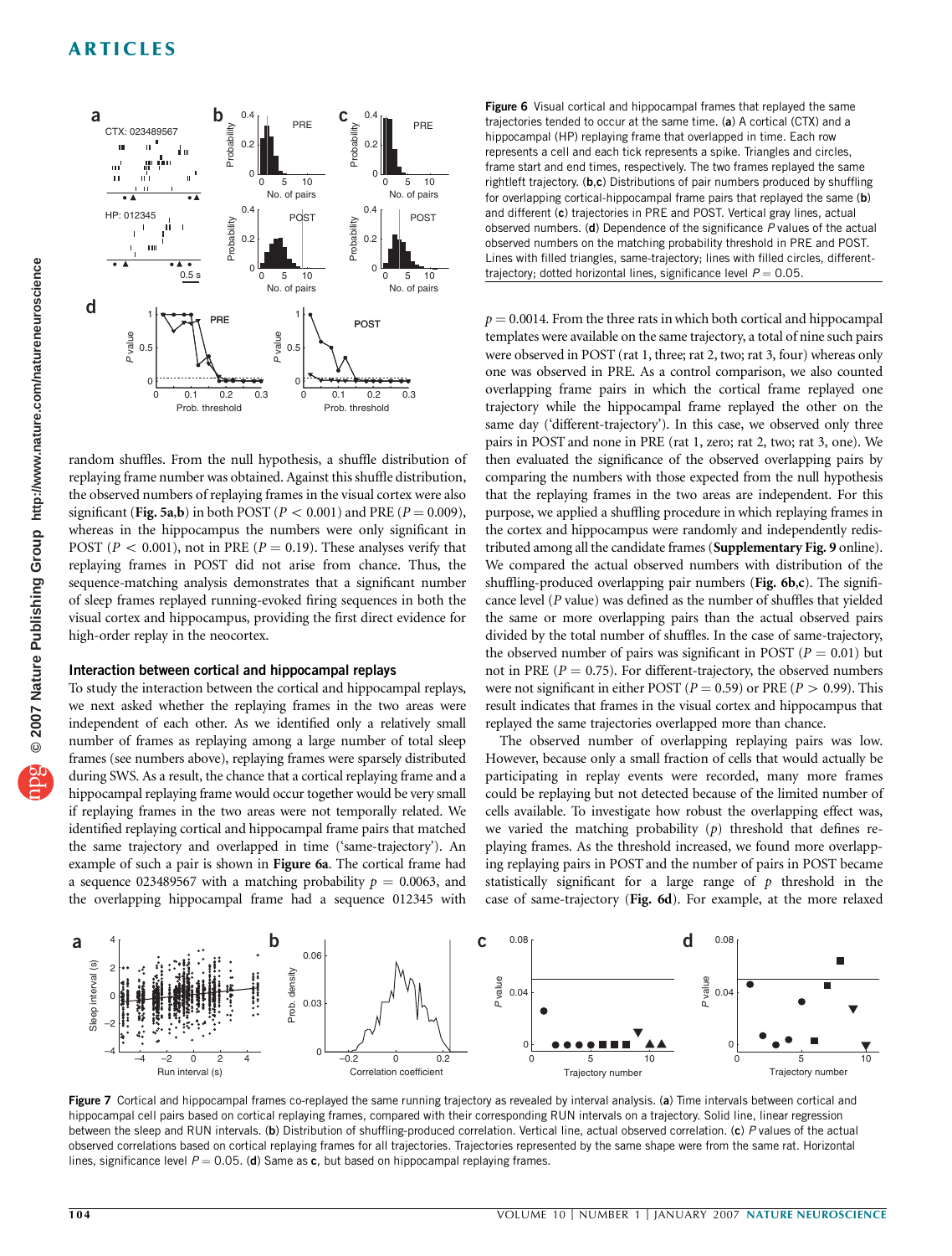a

CTX: 023489567

HP: 012345

0.5 s

b

PRE

POST

Probability

No. of pairs

c

PRE

POST

Probability

No. of pairs

d

PRE

POST

P value

Prob. threshold

Figure 6 Visual cortical and hippocampal frames that replayed the same trajectories tended to occur at the same time. (**a**) A cortical (CTX) and a hippocampal (HP) replaying frame that overlapped in time. Each row represents a cell and each tick represents a spike. Triangles and circles, frame start and end times, respectively. The two frames replayed the same rightleft trajectory. (**b**,**c**) Distributions of pair numbers produced by shuffling for overlapping cortical-hippocampal frame pairs that replayed the same (**b**) and different (**c**) trajectories in PRE and POST. Vertical gray lines, actual observed numbers. (**d**) Dependence of the significance $P$ values of the actual observed numbers on the matching probability threshold in PRE and POST. Lines with filled triangles, same-trajectory; lines with filled circles, different-trajectory; dotted horizontal lines, significance level $P = 0.05$.

random shuffles. From the null hypothesis, a shuffle distribution of replaying frame number was obtained. Against this shuffle distribution, the observed numbers of replaying frames in the visual cortex were also significant (**Fig. 5a,b**) in both POST ($P < 0.001$) and PRE ($P = 0.009$), whereas in the hippocampus the numbers were only significant in POST ($P < 0.001$), not in PRE ($P = 0.19$). These analyses verify that replaying frames in POST did not arise from chance. Thus, the sequence-matching analysis demonstrates that a significant number of sleep frames replayed running-evoked firing sequences in both the visual cortex and hippocampus, providing the first direct evidence for high-order replay in the neocortex.

### Interaction between cortical and hippocampal replays

To study the interaction between the cortical and hippocampal replays, we next asked whether the replaying frames in the two areas were independent of each other. As we identified only a relatively small number of frames as replaying among a large number of total sleep frames (see numbers above), replaying frames were sparsely distributed during SWS. As a result, the chance that a cortical replaying frame and a hippocampal replaying frame would occur together would be very small if replaying frames in the two areas were not temporally related. We identified replaying cortical and hippocampal frame pairs that matched the same trajectory and overlapped in time ('same-trajectory'). An example of such a pair is shown in **Figure 6a**. The cortical frame had a sequence 023489567 with a matching probability $p = 0.0063$, and the overlapping hippocampal frame had a sequence 012345 with $p = 0.0014$. From the three rats in which both cortical and hippocampal templates were available on the same trajectory, a total of nine such pairs were observed in POST (rat 1, three; rat 2, two; rat 3, four) whereas only one was observed in PRE. As a control comparison, we also counted overlapping frame pairs in which the cortical frame replayed one trajectory while the hippocampal frame replayed the other on the same day ('different-trajectory'). In this case, we observed only three pairs in POST and none in PRE (rat 1, zero; rat 2, two; rat 3, one). We then evaluated the significance of the observed overlapping pairs by comparing the numbers with those expected from the null hypothesis that the replaying frames in the two areas are independent. For this purpose, we applied a shuffling procedure in which replaying frames in the cortex and hippocampus were randomly and independently redistributed among all the candidate frames (**Supplementary Fig. 9** online). We compared the actual observed numbers with distribution of the shuffling-produced overlapping pair numbers (**Fig. 6b,c**). The significance level ($P$ value) was defined as the number of shuffles that yielded the same or more overlapping pairs than the actual observed pairs divided by the total number of shuffles. In the case of same-trajectory, the observed number of pairs was significant in POST ($P = 0.01$) but not in PRE ($P = 0.75$). For different-trajectory, the observed numbers were not significant in either POST ($P = 0.59$) or PRE ($P > 0.99$). This result indicates that frames in the visual cortex and hippocampus that replayed the same trajectories overlapped more than chance.

The observed number of overlapping replaying pairs was low. However, because only a small fraction of cells that would actually be participating in replay events were recorded, many more frames could be replaying but not detected because of the limited number of cells available. To investigate how robust the overlapping effect was, we varied the matching probability ($p$) threshold that defines replaying frames. As the threshold increased, we found more overlapping replaying pairs in POST and the number of pairs in POST became statistically significant for a large range of $p$ threshold in the case of same-trajectory (**Fig. 6d**). For example, at the more relaxed

a

Sleep interval (s)

Run interval (s)

b

Prob. density

Correlation coefficient

c

P value

Trajectory number

d

P value

Trajectory number

Figure 7 Cortical and hippocampal frames co-replayed the same running trajectory as revealed by interval analysis. (**a**) Time intervals between cortical and hippocampal cell pairs based on cortical replaying frames, compared with their corresponding RUN intervals on a trajectory. Solid line, linear regression between the sleep and RUN intervals. (**b**) Distribution of shuffling-produced correlation. Vertical line, actual observed correlation. (**c**) $P$ values of the actual observed correlations based on cortical replaying frames for all trajectories. Trajectories represented by the same shape were from the same rat. Horizontal lines, significance level $P = 0.05$. (**d**) Same as **c**, but based on hippocampal replaying frames.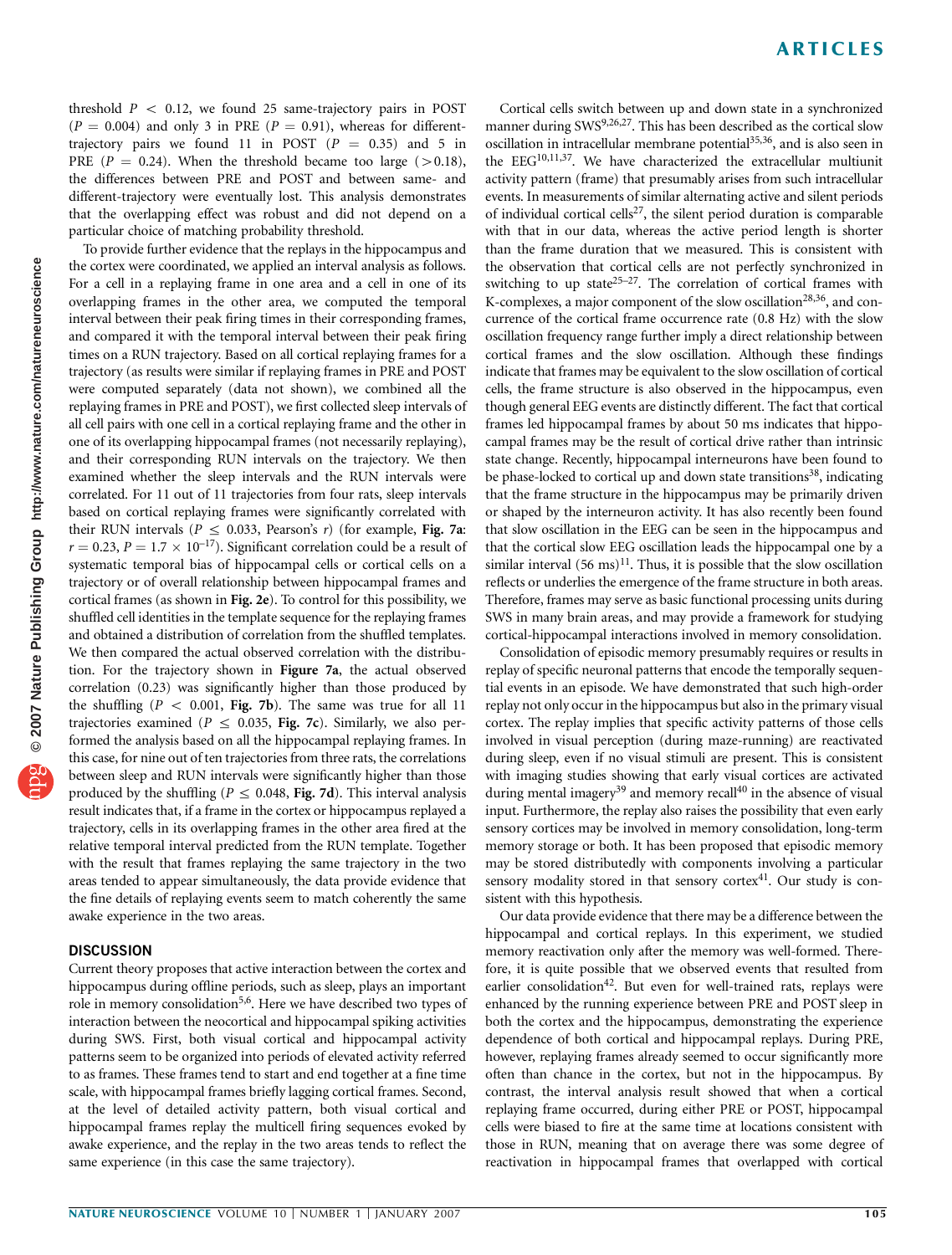threshold $P < 0.12$, we found 25 same-trajectory pairs in POST ($P = 0.004$) and only 3 in PRE ($P = 0.91$), whereas for different-trajectory pairs we found 11 in POST ($P = 0.35$) and 5 in PRE ($P = 0.24$). When the threshold became too large ($>0.18$), the differences between PRE and POST and between same- and different-trajectory were eventually lost. This analysis demonstrates that the overlapping effect was robust and did not depend on a particular choice of matching probability threshold.

To provide further evidence that the replays in the hippocampus and the cortex were coordinated, we applied an interval analysis as follows. For a cell in a replaying frame in one area and a cell in one of its overlapping frames in the other area, we computed the temporal interval between their peak firing times in their corresponding frames, and compared it with the temporal interval between their peak firing times on a RUN trajectory. Based on all cortical replaying frames for a trajectory (as results were similar if replaying frames in PRE and POST were computed separately (data not shown), we combined all the replaying frames in PRE and POST), we first collected sleep intervals of all cell pairs with one cell in a cortical replaying frame and the other in one of its overlapping hippocampal frames (not necessarily replaying), and their corresponding RUN intervals on the trajectory. We then examined whether the sleep intervals and the RUN intervals were correlated. For 11 out of 11 trajectories from four rats, sleep intervals based on cortical replaying frames were significantly correlated with their RUN intervals ($P \leq 0.033$, Pearson's $r$) (for example, **Fig. 7a**: $r = 0.23$, $P = 1.7 \times 10^{-17}$). Significant correlation could be a result of systematic temporal bias of hippocampal cells or cortical cells on a trajectory or of overall relationship between hippocampal frames and cortical frames (as shown in **Fig. 2e**). To control for this possibility, we shuffled cell identities in the template sequence for the replaying frames and obtained a distribution of correlation from the shuffled templates. We then compared the actual observed correlation with the distribution. For the trajectory shown in **Figure 7a**, the actual observed correlation (0.23) was significantly higher than those produced by the shuffling ($P < 0.001$, **Fig. 7b**). The same was true for all 11 trajectories examined ($P \leq 0.035$, **Fig. 7c**). Similarly, we also performed the analysis based on all the hippocampal replaying frames. In this case, for nine out of ten trajectories from three rats, the correlations between sleep and RUN intervals were significantly higher than those produced by the shuffling ($P \leq 0.048$, **Fig. 7d**). This interval analysis result indicates that, if a frame in the cortex or hippocampus replayed a trajectory, cells in its overlapping frames in the other area fired at the relative temporal interval predicted from the RUN template. Together with the result that frames replaying the same trajectory in the two areas tended to appear simultaneously, the data provide evidence that the fine details of replaying events seem to match coherently the same awake experience in the two areas.

## DISCUSSION

Current theory proposes that active interaction between the cortex and hippocampus during offline periods, such as sleep, plays an important role in memory consolidation[5,6]. Here we have described two types of interaction between the neocortical and hippocampal spiking activities during SWS. First, both visual cortical and hippocampal activity patterns seem to be organized into periods of elevated activity referred to as frames. These frames tend to start and end together at a fine time scale, with hippocampal frames briefly lagging cortical frames. Second, at the level of detailed activity pattern, both visual cortical and hippocampal frames replay the multicell firing sequences evoked by awake experience, and the replay in the two areas tends to reflect the same experience (in this case the same trajectory).

Cortical cells switch between up and down state in a synchronized manner during SWS[9,26,27]. This has been described as the cortical slow oscillation in intracellular membrane potential[35,36], and is also seen in the EEG[10,11,37]. We have characterized the extracellular multiunit activity pattern (frame) that presumably arises from such intracellular events. In measurements of similar alternating active and silent periods of individual cortical cells[27], the silent period duration is comparable with that in our data, whereas the active period length is shorter than the frame duration that we measured. This is consistent with the observation that cortical cells are not perfectly synchronized in switching to up state[25–27]. The correlation of cortical frames with K-complexes, a major component of the slow oscillation[28,36], and concurrence of the cortical frame occurrence rate (0.8 Hz) with the slow oscillation frequency range further imply a direct relationship between cortical frames and the slow oscillation. Although these findings indicate that frames may be equivalent to the slow oscillation of cortical cells, the frame structure is also observed in the hippocampus, even though general EEG events are distinctly different. The fact that cortical frames led hippocampal frames by about 50 ms indicates that hippocampal frames may be the result of cortical drive rather than intrinsic state change. Recently, hippocampal interneurons have been found to be phase-locked to cortical up and down state transitions[38], indicating that the frame structure in the hippocampus may be primarily driven or shaped by the interneuron activity. It has also recently been found that slow oscillation in the EEG can be seen in the hippocampus and that the cortical slow EEG oscillation leads the hippocampal one by a similar interval (56 ms)[11]. Thus, it is possible that the slow oscillation reflects or underlies the emergence of the frame structure in both areas. Therefore, frames may serve as basic functional processing units during SWS in many brain areas, and may provide a framework for studying cortical-hippocampal interactions involved in memory consolidation.

Consolidation of episodic memory presumably requires or results in replay of specific neuronal patterns that encode the temporally sequential events in an episode. We have demonstrated that such high-order replay not only occur in the hippocampus but also in the primary visual cortex. The replay implies that specific activity patterns of those cells involved in visual perception (during maze-running) are reactivated during sleep, even if no visual stimuli are present. This is consistent with imaging studies showing that early visual cortices are activated during mental imagery[39] and memory recall[40] in the absence of visual input. Furthermore, the replay also raises the possibility that even early sensory cortices may be involved in memory consolidation, long-term memory storage or both. It has been proposed that episodic memory may be stored distributedly with components involving a particular sensory modality stored in that sensory cortex[41]. Our study is consistent with this hypothesis.

Our data provide evidence that there may be a difference between the hippocampal and cortical replays. In this experiment, we studied memory reactivation only after the memory was well-formed. Therefore, it is quite possible that we observed events that resulted from earlier consolidation[42]. But even for well-trained rats, replays were enhanced by the running experience between PRE and POST sleep in both the cortex and the hippocampus, demonstrating the experience dependence of both cortical and hippocampal replays. During PRE, however, replaying frames already seemed to occur significantly more often than chance in the cortex, but not in the hippocampus. By contrast, the interval analysis result showed that when a cortical replaying frame occurred, during either PRE or POST, hippocampal cells were biased to fire at the same time at locations consistent with those in RUN, meaning that on average there was some degree of reactivation in hippocampal frames that overlapped with cortical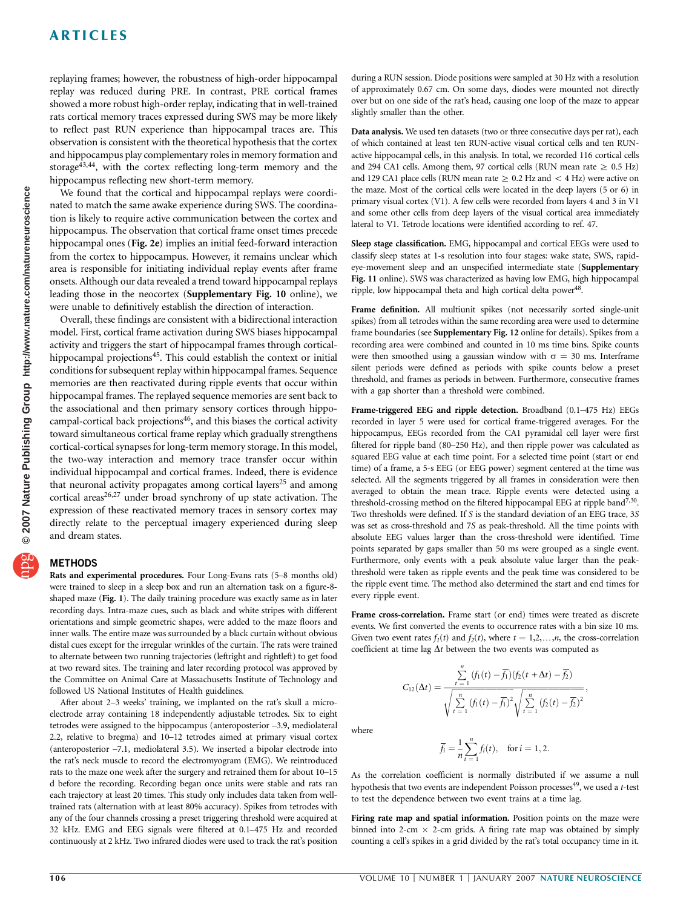replaying frames; however, the robustness of high-order hippocampal replay was reduced during PRE. In contrast, PRE cortical frames showed a more robust high-order replay, indicating that in well-trained rats cortical memory traces expressed during SWS may be more likely to reflect past RUN experience than hippocampal traces are. This observation is consistent with the theoretical hypothesis that the cortex and hippocampus play complementary roles in memory formation and storage[43,44], with the cortex reflecting long-term memory and the hippocampus reflecting new short-term memory.

We found that the cortical and hippocampal replays were coordinated to match the same awake experience during SWS. The coordination is likely to require active communication between the cortex and hippocampus. The observation that cortical frame onset times precede hippocampal ones (**Fig. 2e**) implies an initial feed-forward interaction from the cortex to hippocampus. However, it remains unclear which area is responsible for initiating individual replay events after frame onsets. Although our data revealed a trend toward hippocampal replays leading those in the neocortex (**Supplementary Fig. 10** online), we were unable to definitively establish the direction of interaction.

Overall, these findings are consistent with a bidirectional interaction model. First, cortical frame activation during SWS biases hippocampal activity and triggers the start of hippocampal frames through cortical-hippocampal projections[45]. This could establish the context or initial conditions for subsequent replay within hippocampal frames. Sequence memories are then reactivated during ripple events that occur within hippocampal frames. The replayed sequence memories are sent back to the associational and then primary sensory cortices through hippocampal-cortical back projections[46], and this biases the cortical activity toward simultaneous cortical frame replay which gradually strengthens cortical-cortical synapses for long-term memory storage. In this model, the two-way interaction and memory trace transfer occur within individual hippocampal and cortical frames. Indeed, there is evidence that neuronal activity propagates among cortical layers[25] and among cortical areas[26,27] under broad synchrony of up state activation. The expression of these reactivated memory traces in sensory cortex may directly relate to the perceptual imagery experienced during sleep and dream states.

## METHODS

**Rats and experimental procedures.** Four Long-Evans rats (5–8 months old) were trained to sleep in a sleep box and run an alternation task on a figure-8-shaped maze (**Fig. 1**). The daily training procedure was exactly same as in later recording days. Intra-maze cues, such as black and white stripes with different orientations and simple geometric shapes, were added to the maze floors and inner walls. The entire maze was surrounded by a black curtain without obvious distal cues except for the irregular wrinkles of the curtain. The rats were trained to alternate between two running trajectories (leftright and rightleft) to get food at two reward sites. The training and later recording protocol was approved by the Committee on Animal Care at Massachusetts Institute of Technology and followed US National Institutes of Health guidelines.

After about 2–3 weeks' training, we implanted on the rat's skull a microelectrode array containing 18 independently adjustable tetrodes. Six to eight tetrodes were assigned to the hippocampus (anteroposterior –3.9, mediolateral 2.2, relative to bregma) and 10–12 tetrodes aimed at primary visual cortex (anteroposterior –7.1, mediolateral 3.5). We inserted a bipolar electrode into the rat's neck muscle to record the electromyogram (EMG). We reintroduced rats to the maze one week after the surgery and retrained them for about 10–15 d before the recording. Recording began once units were stable and rats ran each trajectory at least 20 times. This study only includes data taken from well-trained rats (alternation with at least 80% accuracy). Spikes from tetrodes with any of the four channels crossing a preset triggering threshold were acquired at 32 kHz. EMG and EEG signals were filtered at 0.1–475 Hz and recorded continuously at 2 kHz. Two infrared diodes were used to track the rat's position during a RUN session. Diode positions were sampled at 30 Hz with a resolution of approximately 0.67 cm. On some days, diodes were mounted not directly over but on one side of the rat's head, causing one loop of the maze to appear slightly smaller than the other.

**Data analysis.** We used ten datasets (two or three consecutive days per rat), each of which contained at least ten RUN-active visual cortical cells and ten RUN-active hippocampal cells, in this analysis. In total, we recorded 116 cortical cells and 294 CA1 cells. Among them, 97 cortical cells (RUN mean rate ≥ 0.5 Hz) and 129 CA1 place cells (RUN mean rate ≥ 0.2 Hz and < 4 Hz) were active on the maze. Most of the cortical cells were located in the deep layers (5 or 6) in primary visual cortex (V1). A few cells were recorded from layers 4 and 3 in V1 and some other cells from deep layers of the visual cortical area immediately lateral to V1. Tetrode locations were identified according to ref. 47.

**Sleep stage classification.** EMG, hippocampal and cortical EEGs were used to classify sleep states at 1-s resolution into four stages: wake state, SWS, rapid-eye-movement sleep and an unspecified intermediate state (**Supplementary Fig. 11** online). SWS was characterized as having low EMG, high hippocampal ripple, low hippocampal theta and high cortical delta power[48].

**Frame definition.** All multiunit spikes (not necessarily sorted single-unit spikes) from all tetrodes within the same recording area were used to determine frame boundaries (see **Supplementary Fig. 12** online for details). Spikes from a recording area were combined and counted in 10 ms time bins. Spike counts were then smoothed using a gaussian window with $\sigma = 30$ ms. Interframe silent periods were defined as periods with spike counts below a preset threshold, and frames as periods in between. Furthermore, consecutive frames with a gap shorter than a threshold were combined.

**Frame-triggered EEG and ripple detection.** Broadband (0.1–475 Hz) EEGs recorded in layer 5 were used for cortical frame-triggered averages. For the hippocampus, EEGs recorded from the CA1 pyramidal cell layer were first filtered for ripple band (80–250 Hz), and then ripple power was calculated as squared EEG value at each time point. For a selected time point (start or end time) of a frame, a 5-s EEG (or EEG power) segment centered at the time was selected. All the segments triggered by all frames in consideration were then averaged to obtain the mean trace. Ripple events were detected using a threshold-crossing method on the filtered hippocampal EEG at ripple band[7,30]. Two thresholds were defined. If $S$ is the standard deviation of an EEG trace, $3S$ was set as cross-threshold and $7S$ as peak-threshold. All the time points with absolute EEG values larger than the cross-threshold were identified. Time points separated by gaps smaller than 50 ms were grouped as a single event. Furthermore, only events with a peak absolute value larger than the peak-threshold were taken as ripple events and the peak time was considered to be the ripple event time. The method also determined the start and end times for every ripple event.

**Frame cross-correlation.** Frame start (or end) times were treated as discrete events. We first converted the events to occurrence rates with a bin size 10 ms. Given two event rates $f_1(t)$ and $f_2(t)$, where $t = 1,2,\ldots,n$, the cross-correlation coefficient at time lag $\Delta t$ between the two events was computed as

$$C_{12}(\Delta t) = \frac{\sum_{t=1}^{n} (f_1(t) - \overline{f_1})(f_2(t+\Delta t) - \overline{f_2})}{\sqrt{\sum_{t=1}^{n} (f_1(t) - \overline{f_1})^2}\sqrt{\sum_{t=1}^{n} (f_2(t) - \overline{f_2})^2}},$$

where

$$\overline{f_i} = \frac{1}{n}\sum_{t=1}^{n} f_i(t), \quad \text{for } i = 1, 2.$$

As the correlation coefficient is normally distributed if we assume a null hypothesis that two events are independent Poisson processes[49], we used a $t$-test to test the dependence between two event trains at a time lag.

**Firing rate map and spatial information.** Position points on the maze were binned into 2-cm × 2-cm grids. A firing rate map was obtained by simply counting a cell's spikes in a grid divided by the rat's total occupancy time in it.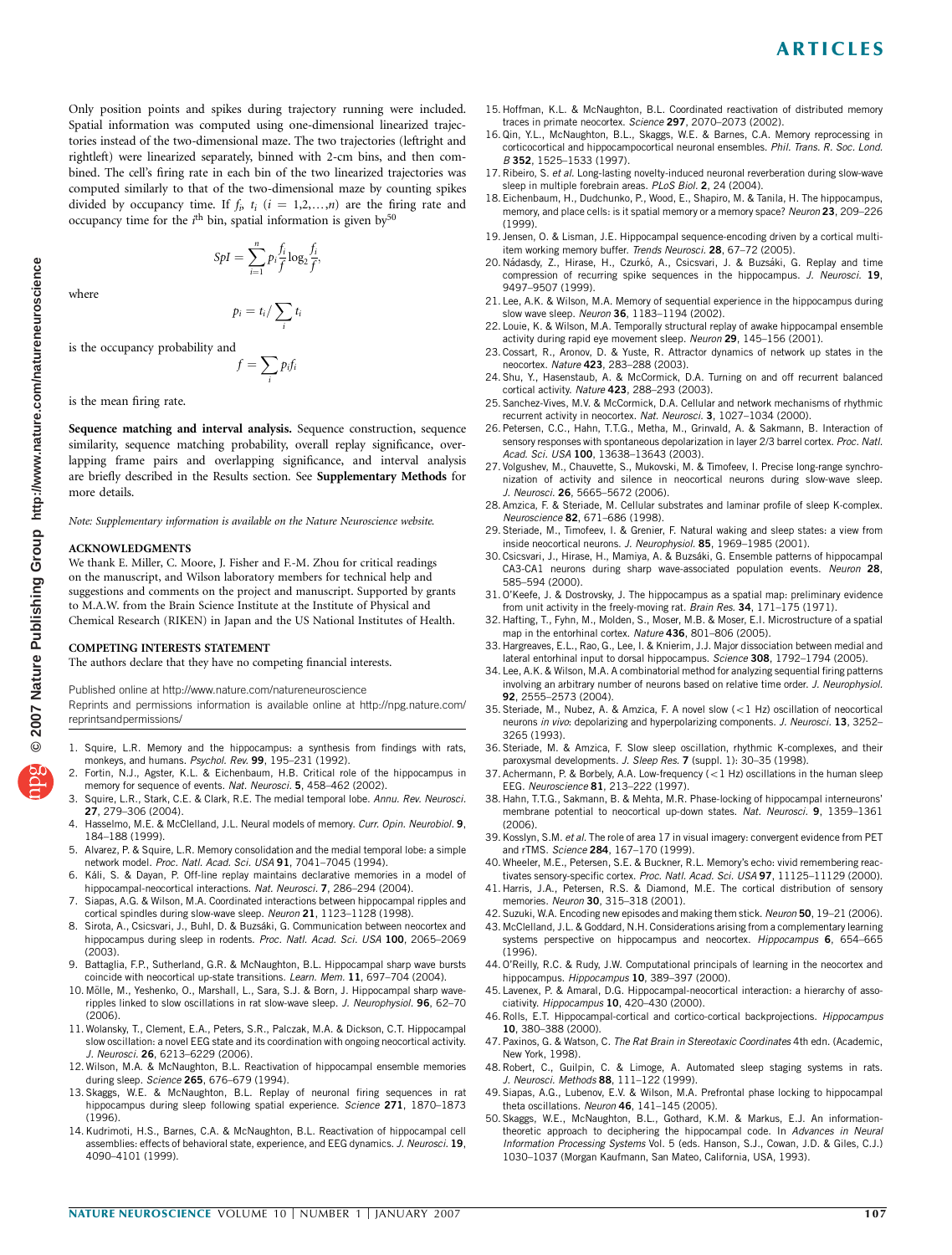Only position points and spikes during trajectory running were included. Spatial information was computed using one-dimensional linearized trajectories instead of the two-dimensional maze. The two trajectories (leftright and rightleft) were linearized separately, binned with 2-cm bins, and then combined. The cell's firing rate in each bin of the two linearized trajectories was computed similarly to that of the two-dimensional maze by counting spikes divided by occupancy time. If $f_i$, $t_i$ ($i = 1,2,\ldots,n$) are the firing rate and occupancy time for the $i^{\text{th}}$ bin, spatial information is given by[50]

$$SpI = \sum_{i=1}^{n} p_i \frac{f_i}{f} \log_2 \frac{f_i}{f},$$

where

$$p_i = t_i / \sum_i t_i$$

is the occupancy probability and

$$f = \sum_i p_i f_i$$

is the mean firing rate.

**Sequence matching and interval analysis.** Sequence construction, sequence similarity, sequence matching probability, overall replay significance, overlapping frame pairs and overlapping significance, and interval analysis are briefly described in the Results section. See **Supplementary Methods** for more details.

*Note: Supplementary information is available on the Nature Neuroscience website.*

## ACKNOWLEDGMENTS

We thank E. Miller, C. Moore, J. Fisher and F.-M. Zhou for critical readings on the manuscript, and Wilson laboratory members for technical help and suggestions and comments on the project and manuscript. Supported by grants to M.A.W. from the Brain Science Institute at the Institute of Physical and Chemical Research (RIKEN) in Japan and the US National Institutes of Health.

## COMPETING INTERESTS STATEMENT

The authors declare that they have no competing financial interests.

Published online at http://www.nature.com/natureneuroscience
Reprints and permissions information is available online at http://npg.nature.com/reprintsandpermissions/

1. Squire, L.R. Memory and the hippocampus: a synthesis from findings with rats, monkeys, and humans. *Psychol. Rev.* **99**, 195–231 (1992).
2. Fortin, N.J., Agster, K.L. & Eichenbaum, H.B. Critical role of the hippocampus in memory for sequence of events. *Nat. Neurosci.* **5**, 458–462 (2002).
3. Squire, L.R., Stark, C.E. & Clark, R.E. The medial temporal lobe. *Annu. Rev. Neurosci.* **27**, 279–306 (2004).
4. Hasselmo, M.E. & McClelland, J.L. Neural models of memory. *Curr. Opin. Neurobiol.* **9**, 184–188 (1999).
5. Alvarez, P. & Squire, L.R. Memory consolidation and the medial temporal lobe: a simple network model. *Proc. Natl. Acad. Sci. USA* **91**, 7041–7045 (1994).
6. Káli, S. & Dayan, P. Off-line replay maintains declarative memories in a model of hippocampal-neocortical interactions. *Nat. Neurosci.* **7**, 286–294 (2004).
7. Siapas, A.G. & Wilson, M.A. Coordinated interactions between hippocampal ripples and cortical spindles during slow-wave sleep. *Neuron* **21**, 1123–1128 (1998).
8. Sirota, A., Csicsvari, J., Buhl, D. & Buzsáki, G. Communication between neocortex and hippocampus during sleep in rodents. *Proc. Natl. Acad. Sci. USA* **100**, 2065–2069 (2003).
9. Battaglia, F.P., Sutherland, G.R. & McNaughton, B.L. Hippocampal sharp wave bursts coincide with neocortical up-state transitions. *Learn. Mem.* **11**, 697–704 (2004).
10. Mölle, M., Yeshenko, O., Marshall, L., Sara, S.J. & Born, J. Hippocampal sharp wave-ripples linked to slow oscillations in rat slow-wave sleep. *J. Neurophysiol.* **96**, 62–70 (2006).
11. Wolansky, T., Clement, E.A., Peters, S.R., Palczak, M.A. & Dickson, C.T. Hippocampal slow oscillation: a novel EEG state and its coordination with ongoing neocortical activity. *J. Neurosci.* **26**, 6213–6229 (2006).
12. Wilson, M.A. & McNaughton, B.L. Reactivation of hippocampal ensemble memories during sleep. *Science* **265**, 676–679 (1994).
13. Skaggs, W.E. & McNaughton, B.L. Replay of neuronal firing sequences in rat hippocampus during sleep following spatial experience. *Science* **271**, 1870–1873 (1996).
14. Kudrimoti, H.S., Barnes, C.A. & McNaughton, B.L. Reactivation of hippocampal cell assemblies: effects of behavioral state, experience, and EEG dynamics. *J. Neurosci.* **19**, 4090–4101 (1999).
15. Hoffman, K.L. & McNaughton, B.L. Coordinated reactivation of distributed memory traces in primate neocortex. *Science* **297**, 2070–2073 (2002).
16. Qin, Y.L., McNaughton, B.L., Skaggs, W.E. & Barnes, C.A. Memory reprocessing in corticocortical and hippocampocortical neuronal ensembles. *Phil. Trans. R. Soc. Lond. B* **352**, 1525–1533 (1997).
17. Ribeiro, S. *et al.* Long-lasting novelty-induced neuronal reverberation during slow-wave sleep in multiple forebrain areas. *PLoS Biol.* **2**, 24 (2004).
18. Eichenbaum, H., Dudchunko, P., Wood, E., Shapiro, M. & Tanila, H. The hippocampus, memory, and place cells: is it spatial memory or a memory space? *Neuron* **23**, 209–226 (1999).
19. Jensen, O. & Lisman, J.E. Hippocampal sequence-encoding driven by a cortical multi-item working memory buffer. *Trends Neurosci.* **28**, 67–72 (2005).
20. Nádasdy, Z., Hirase, H., Czurkó, A., Csicsvari, J. & Buzsáki, G. Replay and time compression of recurring spike sequences in the hippocampus. *J. Neurosci.* **19**, 9497–9507 (1999).
21. Lee, A.K. & Wilson, M.A. Memory of sequential experience in the hippocampus during slow wave sleep. *Neuron* **36**, 1183–1194 (2002).
22. Louie, K. & Wilson, M.A. Temporally structural replay of awake hippocampal ensemble activity during rapid eye movement sleep. *Neuron* **29**, 145–156 (2001).
23. Cossart, R., Aronov, D. & Yuste, R. Attractor dynamics of network up states in the neocortex. *Nature* **423**, 283–288 (2003).
24. Shu, Y., Hasenstaub, A. & McCormick, D.A. Turning on and off recurrent balanced cortical activity. *Nature* **423**, 288–293 (2003).
25. Sanchez-Vives, M.V. & McCormick, D.A. Cellular and network mechanisms of rhythmic recurrent activity in neocortex. *Nat. Neurosci.* **3**, 1027–1034 (2000).
26. Petersen, C.C., Hahn, T.T.G., Metha, M., Grinvald, A. & Sakmann, B. Interaction of sensory responses with spontaneous depolarization in layer 2/3 barrel cortex. *Proc. Natl. Acad. Sci. USA* **100**, 13638–13643 (2003).
27. Volgushev, M., Chauvette, S., Mukovski, M. & Timofeev, I. Precise long-range synchronization of activity and silence in neocortical neurons during slow-wave sleep. *J. Neurosci.* **26**, 5665–5672 (2006).
28. Amzica, F. & Steriade, M. Cellular substrates and laminar profile of sleep K-complex. *Neuroscience* **82**, 671–686 (1998).
29. Steriade, M., Timofeev, I. & Grenier, F. Natural waking and sleep states: a view from inside neocortical neurons. *J. Neurophysiol.* **85**, 1969–1985 (2001).
30. Csicsvari, J., Hirase, H., Mamiya, A. & Buzsáki, G. Ensemble patterns of hippocampal CA3-CA1 neurons during sharp wave-associated population events. *Neuron* **28**, 585–594 (2000).
31. O'Keefe, J. & Dostrovsky, J. The hippocampus as a spatial map: preliminary evidence from unit activity in the freely-moving rat. *Brain Res.* **34**, 171–175 (1971).
32. Hafting, T., Fyhn, M., Molden, S., Moser, M.B. & Moser, E.I. Microstructure of a spatial map in the entorhinal cortex. *Nature* **436**, 801–806 (2005).
33. Hargreaves, E.L., Rao, G., Lee, I. & Knierim, J.J. Major dissociation between medial and lateral entorhinal input to dorsal hippocampus. *Science* **308**, 1792–1794 (2005).
34. Lee, A.K. & Wilson, M.A. A combinatorial method for analyzing sequential firing patterns involving an arbitrary number of neurons based on relative time order. *J. Neurophysiol.* **92**, 2555–2573 (2004).
35. Steriade, M., Nubez, A. & Amzica, F. A novel slow (<1 Hz) oscillation of neocortical neurons *in vivo*: depolarizing and hyperpolarizing components. *J. Neurosci.* **13**, 3252–3265 (1993).
36. Steriade, M. & Amzica, F. Slow sleep oscillation, rhythmic K-complexes, and their paroxysmal developments. *J. Sleep Res.* **7** (suppl. 1): 30–35 (1998).
37. Achermann, P. & Borbely, A.A. Low-frequency (<1 Hz) oscillations in the human sleep EEG. *Neuroscience* **81**, 213–222 (1997).
38. Hahn, T.T.G., Sakmann, B. & Mehta, M.R. Phase-locking of hippocampal interneurons' membrane potential to neocortical up-down states. *Nat. Neurosci.* **9**, 1359–1361 (2006).
39. Kosslyn, S.M. *et al.* The role of area 17 in visual imagery: convergent evidence from PET and rTMS. *Science* **284**, 167–170 (1999).
40. Wheeler, M.E., Petersen, S.E. & Buckner, R.L. Memory's echo: vivid remembering reactivates sensory-specific cortex. *Proc. Natl. Acad. Sci. USA* **97**, 11125–11129 (2000).
41. Harris, J.A., Petersen, R.S. & Diamond, M.E. The cortical distribution of sensory memories. *Neuron* **30**, 315–318 (2001).
42. Suzuki, W.A. Encoding new episodes and making them stick. *Neuron* **50**, 19–21 (2006).
43. McClelland, J.L. & Goddard, N.H. Considerations arising from a complementary learning systems perspective on hippocampus and neocortex. *Hippocampus* **6**, 654–665 (1996).
44. O'Reilly, R.C. & Rudy, J.W. Computational principals of learning in the neocortex and hippocampus. *Hippocampus* **10**, 389–397 (2000).
45. Lavenex, P. & Amaral, D.G. Hippocampal-neocortical interaction: a hierarchy of associativity. *Hippocampus* **10**, 420–430 (2000).
46. Rolls, E.T. Hippocampal-cortical and cortico-cortical backprojections. *Hippocampus* **10**, 380–388 (2000).
47. Paxinos, G. & Watson, C. *The Rat Brain in Stereotaxic Coordinates* 4th edn. (Academic, New York, 1998).
48. Robert, C., Guilpin, C. & Limoge, A. Automated sleep staging systems in rats. *J. Neurosci. Methods* **88**, 111–122 (1999).
49. Siapas, A.G., Lubenov, E.V. & Wilson, M.A. Prefrontal phase locking to hippocampal theta oscillations. *Neuron* **46**, 141–145 (2005).
50. Skaggs, W.E., McNaughton, B.L., Gothard, K.M. & Markus, E.J. An information-theoretic approach to deciphering the hippocampal code. In *Advances in Neural Information Processing Systems* Vol. 5 (eds. Hanson, S.J., Cowan, J.D. & Giles, C.J.) 1030–1037 (Morgan Kaufmann, San Mateo, California, USA, 1993).